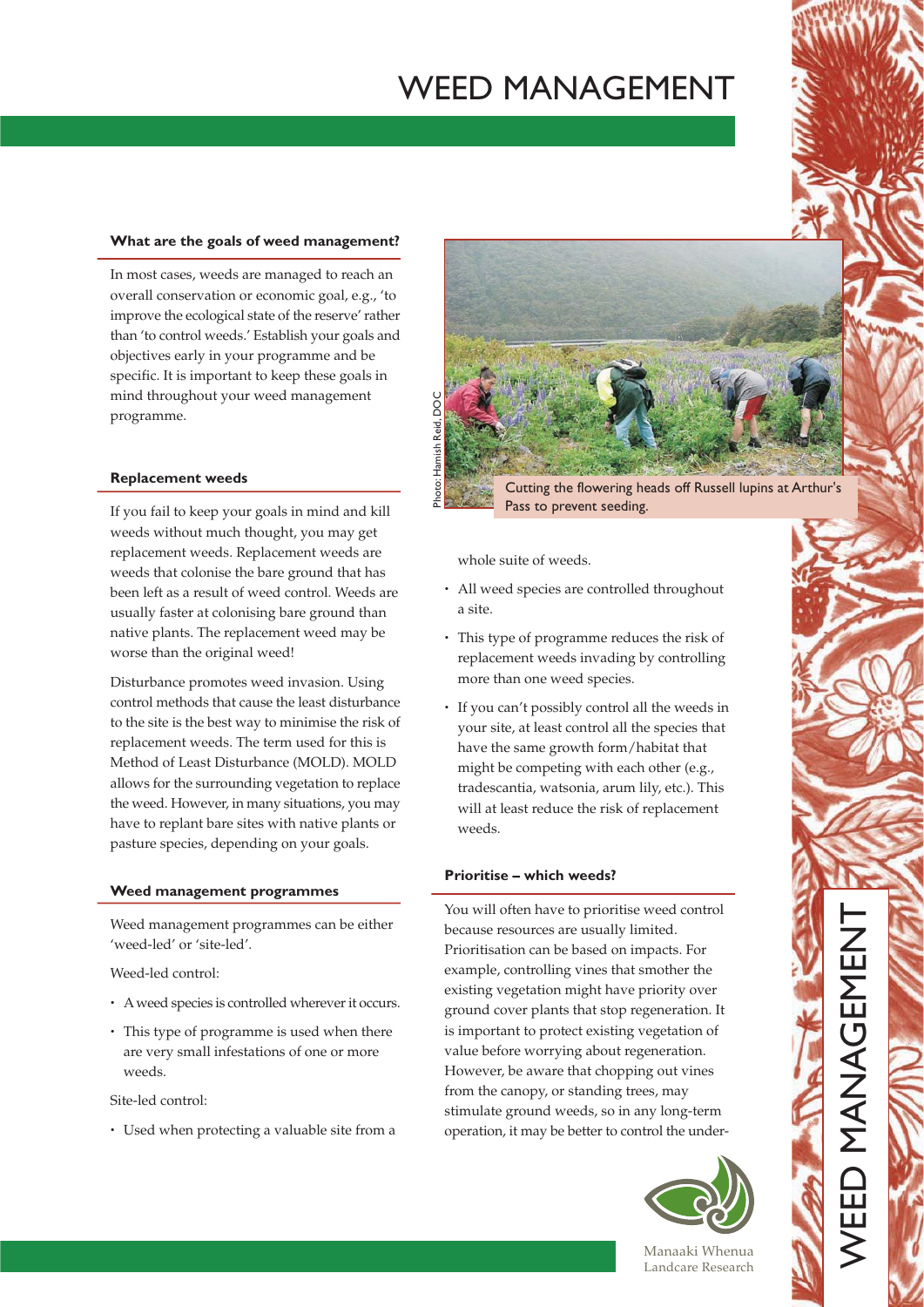# WEED MANAGEMENT

### What are the goals of weed management?

In most cases, weeds are managed to reach an overall conservation or economic goal, e.g., 'to improve the ecological state of the reserve' rather than 'to control weeds.' Establish your goals and objectives early in your programme and be specific. It is important to keep these goals in mind throughout your weed management programme.

### Replacement weeds

If you fail to keep your goals in mind and kill weeds without much thought, you may get replacement weeds. Replacement weeds are weeds that colonise the bare ground that has been left as a result of weed control. Weeds are usually faster at colonising bare ground than native plants. The replacement weed may be worse than the original weed!

Disturbance promotes weed invasion. Using control methods that cause the least disturbance to the site is the best way to minimise the risk of replacement weeds. The term used for this is Method of Least Disturbance (MOLD). MOLD allows for the surrounding vegetation to replace the weed. However, in many situations, you may have to replant bare sites with native plants or pasture species, depending on your goals.

### Weed management programmes

Weed management programmes can be either 'weed-led' or 'site-led'.

Weed-led control:

- A weed species is controlled wherever it occurs.
- This type of programme is used when there are very small infestations of one or more weeds.

Site-led control:

- Used when protecting a valuable site from a whole suite of weeds.
- All weed species are controlled throughout a site.
- This type of programme reduces the risk of replacement weeds invading by controlling more than one weed species.
- If you can't possibly control all the weeds in your site, at least control all the species that have the same growth form/habitat that might be competing with each other (e.g., tradescantia, watsonia, arum lily, etc.). This will at least reduce the risk of replacement weeds.

Photo: Hamish Reid, DOC

Cutting the flowering heads off Russell lupins at Arthur's Pass to prevent seeding.

### Prioritise – which weeds?

You will often have to prioritise weed control because resources are usually limited. Prioritisation can be based on impacts. For example, controlling vines that smother the existing vegetation might have priority over ground cover plants that stop regeneration. It is important to protect existing vegetation of value before worrying about regeneration. However, be aware that chopping out vines from the canopy, or standing trees, may stimulate ground weeds, so in any long-term operation, it may be better to control the under-

Manaaki Whenua Landcare Research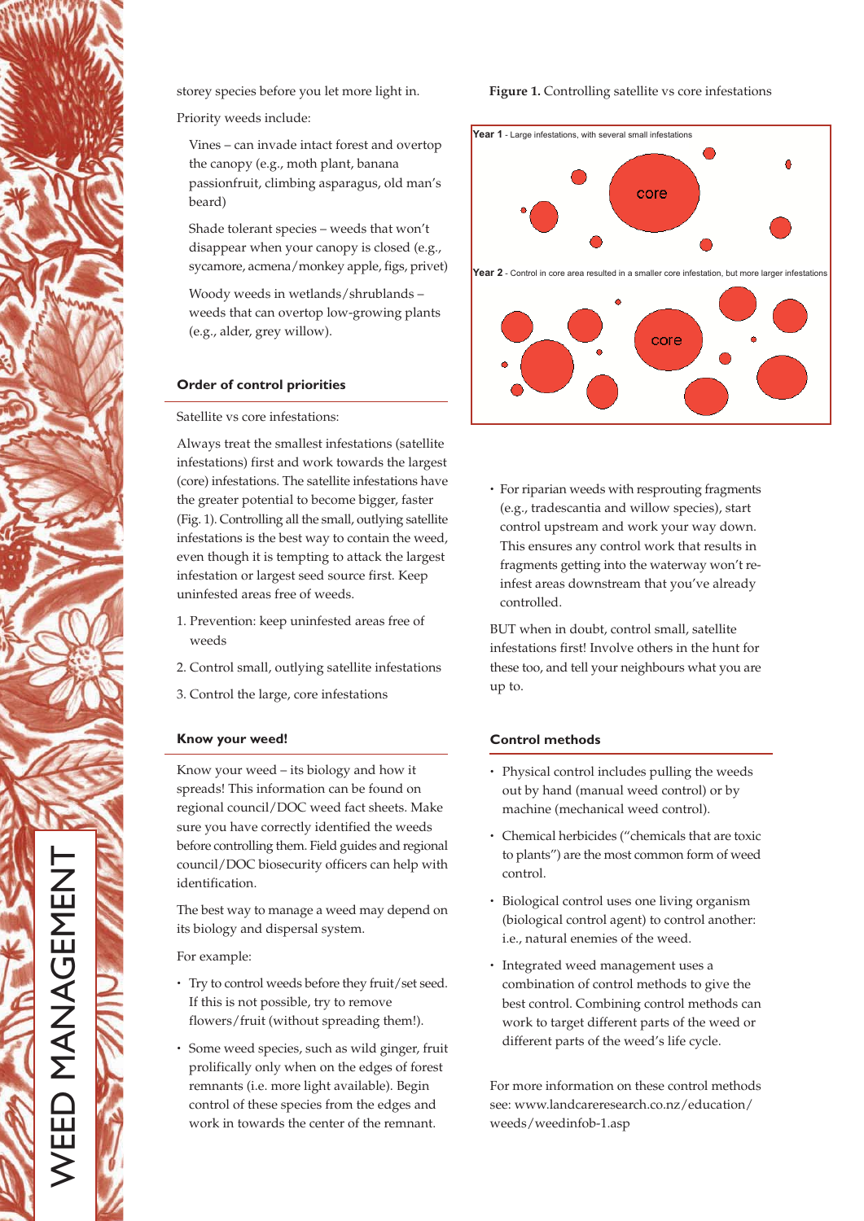storey species before you let more light in.

Priority weeds include:

Vines – can invade intact forest and overtop the canopy (e.g., moth plant, banana passionfruit, climbing asparagus, old man's beard)

Shade tolerant species – weeds that won't disappear when your canopy is closed (e.g., sycamore, acmena/monkey apple, figs, privet)

Woody weeds in wetlands/shrublands – weeds that can overtop low-growing plants (e.g., alder, grey willow).

### Order of control priorities

Satellite vs core infestations:

Always treat the smallest infestations (satellite infestations) first and work towards the largest (core) infestations. The satellite infestations have the greater potential to become bigger, faster (Fig. 1). Controlling all the small, outlying satellite infestations is the best way to contain the weed, even though it is tempting to attack the largest infestation or largest seed source first. Keep uninfested areas free of weeds.

1. Prevention: keep uninfested areas free of weeds
2. Control small, outlying satellite infestations
3. Control the large, core infestations

### Know your weed!

Know your weed – its biology and how it spreads! This information can be found on regional council/DOC weed fact sheets. Make sure you have correctly identified the weeds before controlling them. Field guides and regional council/DOC biosecurity officers can help with identification.

The best way to manage a weed may depend on its biology and dispersal system.

For example:

- Try to control weeds before they fruit/set seed. If this is not possible, try to remove flowers/fruit (without spreading them!).
- Some weed species, such as wild ginger, fruit prolifically only when on the edges of forest remnants (i.e. more light available). Begin control of these species from the edges and work in towards the center of the remnant.

**Figure 1.** Controlling satellite vs core infestations

**Year 1** - Large infestations, with several small infestations

core

**Year 2** - Control in core area resulted in a smaller core infestation, but more larger infestations

core

- For riparian weeds with resprouting fragments (e.g., tradescantia and willow species), start control upstream and work your way down. This ensures any control work that results in fragments getting into the waterway won't re-infest areas downstream that you've already controlled.

BUT when in doubt, control small, satellite infestations first! Involve others in the hunt for these too, and tell your neighbours what you are up to.

### Control methods

- Physical control includes pulling the weeds out by hand (manual weed control) or by machine (mechanical weed control).
- Chemical herbicides ("chemicals that are toxic to plants") are the most common form of weed control.
- Biological control uses one living organism (biological control agent) to control another: i.e., natural enemies of the weed.
- Integrated weed management uses a combination of control methods to give the best control. Combining control methods can work to target different parts of the weed or different parts of the weed's life cycle.

For more information on these control methods see: www.landcareresearch.co.nz/education/weeds/weedinfob-1.asp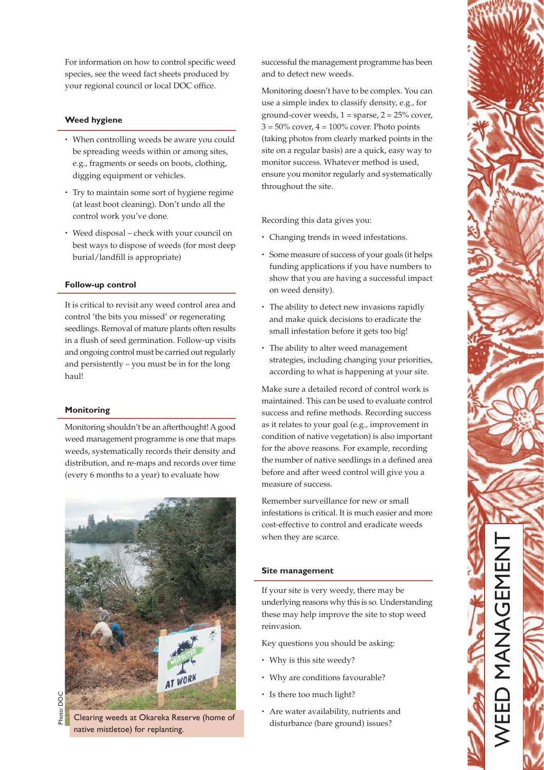For information on how to control specific weed species, see the weed fact sheets produced by your regional council or local DOC office.

### Weed hygiene

- When controlling weeds be aware you could be spreading weeds within or among sites, e.g., fragments or seeds on boots, clothing, digging equipment or vehicles.
- Try to maintain some sort of hygiene regime (at least boot cleaning). Don't undo all the control work you've done.
- Weed disposal – check with your council on best ways to dispose of weeds (for most deep burial/landfill is appropriate)

### Follow-up control

It is critical to revisit any weed control area and control 'the bits you missed' or regenerating seedlings. Removal of mature plants often results in a flush of seed germination. Follow-up visits and ongoing control must be carried out regularly and persistently – you must be in for the long haul!

### Monitoring

Monitoring shouldn't be an afterthought! A good weed management programme is one that maps weeds, systematically records their density and distribution, and re-maps and records over time (every 6 months to a year) to evaluate how successful the management programme has been and to detect new weeds.

Photo: DOC

Clearing weeds at Okareka Reserve (home of native mistletoe) for replanting.

Monitoring doesn't have to be complex. You can use a simple index to classify density, e.g., for ground-cover weeds, 1 = sparse, 2 = 25% cover, 3 = 50% cover, 4 = 100% cover. Photo points (taking photos from clearly marked points in the site on a regular basis) are a quick, easy way to monitor success. Whatever method is used, ensure you monitor regularly and systematically throughout the site.

Recording this data gives you:

- Changing trends in weed infestations.
- Some measure of success of your goals (it helps funding applications if you have numbers to show that you are having a successful impact on weed density).
- The ability to detect new invasions rapidly and make quick decisions to eradicate the small infestation before it gets too big!
- The ability to alter weed management strategies, including changing your priorities, according to what is happening at your site.

Make sure a detailed record of control work is maintained. This can be used to evaluate control success and refine methods. Recording success as it relates to your goal (e.g., improvement in condition of native vegetation) is also important for the above reasons. For example, recording the number of native seedlings in a defined area before and after weed control will give you a measure of success.

Remember surveillance for new or small infestations is critical. It is much easier and more cost-effective to control and eradicate weeds when they are scarce.

### Site management

If your site is very weedy, there may be underlying reasons why this is so. Understanding these may help improve the site to stop weed reinvasion.

Key questions you should be asking:

- Why is this site weedy?
- Why are conditions favourable?
- Is there too much light?
- Are water availability, nutrients and disturbance (bare ground) issues?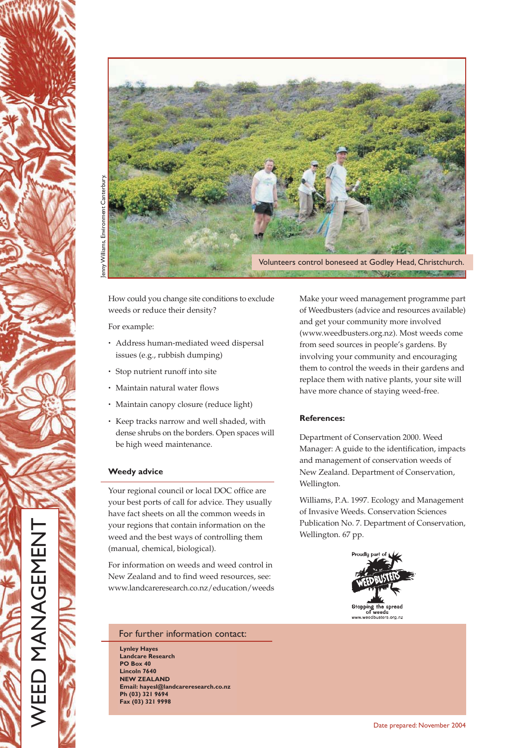Volunteers control boneseed at Godley Head, Christchurch.

How could you change site conditions to exclude weeds or reduce their density?

For example:

- Address human-mediated weed dispersal issues (e.g., rubbish dumping)
- Stop nutrient runoff into site
- Maintain natural water flows
- Maintain canopy closure (reduce light)
- Keep tracks narrow and well shaded, with dense shrubs on the borders. Open spaces will be high weed maintenance.

### Weedy advice

Your regional council or local DOC office are your best ports of call for advice. They usually have fact sheets on all the common weeds in your regions that contain information on the weed and the best ways of controlling them (manual, chemical, biological).

For information on weeds and weed control in New Zealand and to find weed resources, see: www.landcareresearch.co.nz/education/weeds

Make your weed management programme part of Weedbusters (advice and resources available) and get your community more involved (www.weedbusters.org.nz). Most weeds come from seed sources in people's gardens. By involving your community and encouraging them to control the weeds in their gardens and replace them with native plants, your site will have more chance of staying weed-free.

### References:

Department of Conservation 2000. Weed Manager: A guide to the identification, impacts and management of conservation weeds of New Zealand. Department of Conservation, Wellington.

Williams, P.A. 1997. Ecology and Management of Invasive Weeds. Conservation Sciences Publication No. 7. Department of Conservation, Wellington. 67 pp.

Proudly part of WEEDBUSTERS
Stopping the spread of weeds
www.weedbusters.org.nz

### For further information contact:

**Lynley Hayes**
**Landcare Research**
**PO Box 40**
**Lincoln 7640**
**NEW ZEALAND**
**Email: hayesl@landcareresearch.co.nz**
**Ph (03) 321 9694**
**Fax (03) 321 9998**

Date prepared: November 2004